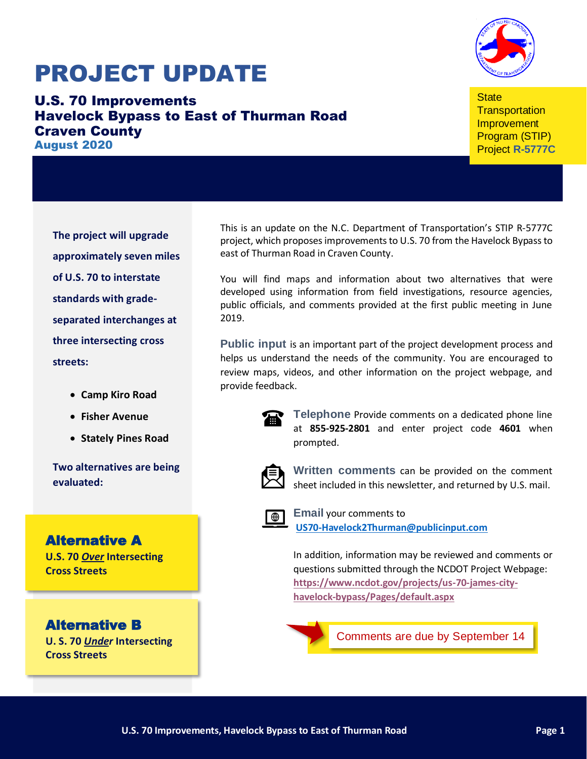# PROJECT UPDATE

## U.S. 70 Improvements
## Havelock Bypass to East of Thurman Road
## Craven County

**August 2020**

State Transportation Improvement Program (STIP) Project **R-5777C**

**The project will upgrade approximately seven miles of U.S. 70 to interstate standards with grade-separated interchanges at three intersecting cross streets:**

- **Camp Kiro Road**
- **Fisher Avenue**
- **Stately Pines Road**

**Two alternatives are being evaluated:**

### Alternative A
**U.S. 70 *Over* Intersecting Cross Streets**

### Alternative B
**U. S. 70 *Under* Intersecting Cross Streets**

This is an update on the N.C. Department of Transportation's STIP R-5777C project, which proposes improvements to U.S. 70 from the Havelock Bypass to east of Thurman Road in Craven County.

You will find maps and information about two alternatives that were developed using information from field investigations, resource agencies, public officials, and comments provided at the first public meeting in June 2019.

**Public input** is an important part of the project development process and helps us understand the needs of the community. You are encouraged to review maps, videos, and other information on the project webpage, and provide feedback.

**Telephone** Provide comments on a dedicated phone line at **855-925-2801** and enter project code **4601** when prompted.

**Written comments** can be provided on the comment sheet included in this newsletter, and returned by U.S. mail.

**Email** your comments to **US70-Havelock2Thurman@publicinput.com**

In addition, information may be reviewed and comments or questions submitted through the NCDOT Project Webpage: **https://www.ncdot.gov/projects/us-70-james-city-havelock-bypass/Pages/default.aspx**

Comments are due by September 14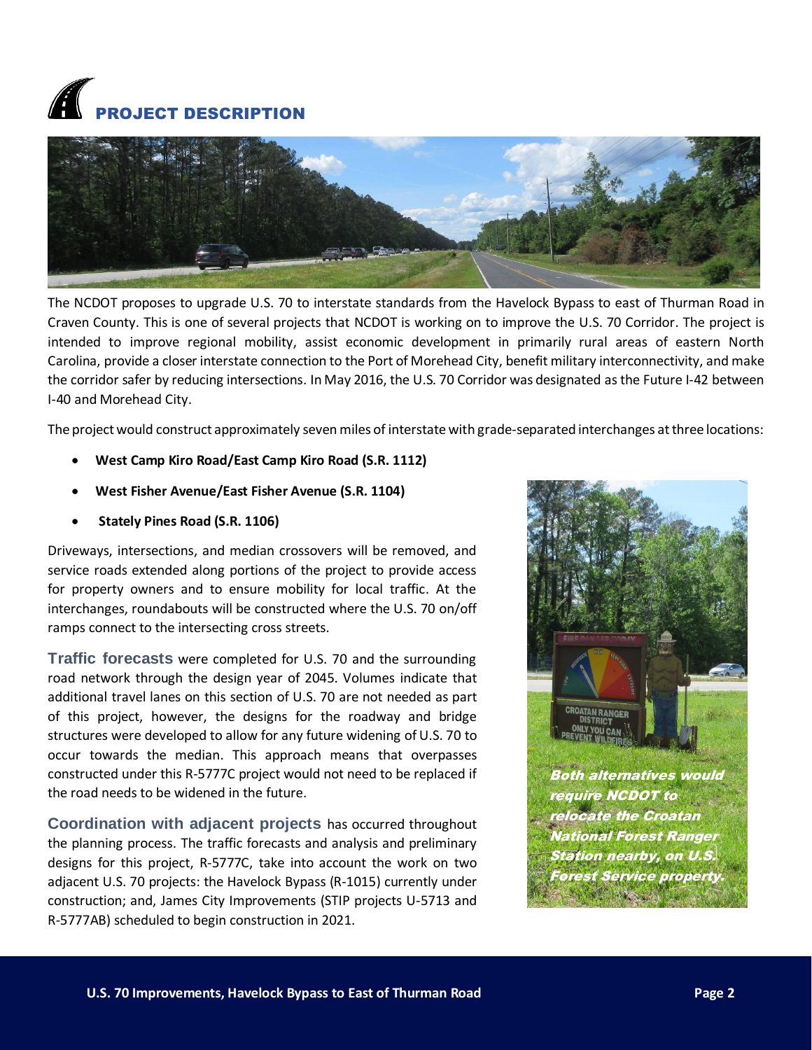# PROJECT DESCRIPTION

The NCDOT proposes to upgrade U.S. 70 to interstate standards from the Havelock Bypass to east of Thurman Road in Craven County. This is one of several projects that NCDOT is working on to improve the U.S. 70 Corridor. The project is intended to improve regional mobility, assist economic development in primarily rural areas of eastern North Carolina, provide a closer interstate connection to the Port of Morehead City, benefit military interconnectivity, and make the corridor safer by reducing intersections. In May 2016, the U.S. 70 Corridor was designated as the Future I-42 between I-40 and Morehead City.

The project would construct approximately seven miles of interstate with grade-separated interchanges at three locations:

- **West Camp Kiro Road/East Camp Kiro Road (S.R. 1112)**
- **West Fisher Avenue/East Fisher Avenue (S.R. 1104)**
- **Stately Pines Road (S.R. 1106)**

Driveways, intersections, and median crossovers will be removed, and service roads extended along portions of the project to provide access for property owners and to ensure mobility for local traffic. At the interchanges, roundabouts will be constructed where the U.S. 70 on/off ramps connect to the intersecting cross streets.

**Traffic forecasts** were completed for U.S. 70 and the surrounding road network through the design year of 2045. Volumes indicate that additional travel lanes on this section of U.S. 70 are not needed as part of this project, however, the designs for the roadway and bridge structures were developed to allow for any future widening of U.S. 70 to occur towards the median. This approach means that overpasses constructed under this R-5777C project would not need to be replaced if the road needs to be widened in the future.

**Coordination with adjacent projects** has occurred throughout the planning process. The traffic forecasts and analysis and preliminary designs for this project, R-5777C, take into account the work on two adjacent U.S. 70 projects: the Havelock Bypass (R-1015) currently under construction; and, James City Improvements (STIP projects U-5713 and R-5777AB) scheduled to begin construction in 2021.

*Both alternatives would require NCDOT to relocate the Croatan National Forest Ranger Station nearby, on U.S. Forest Service property.*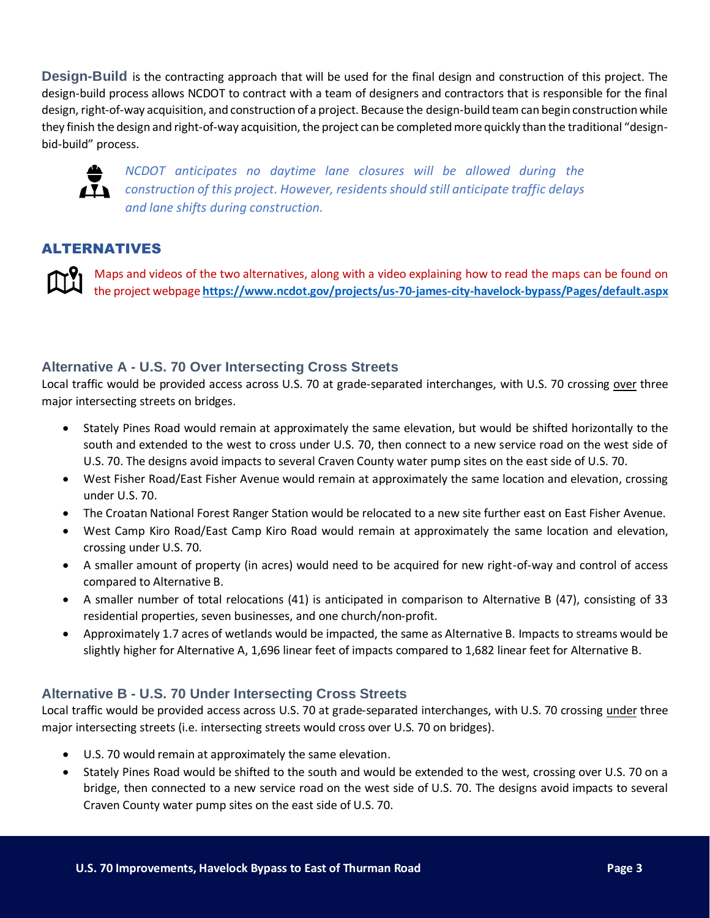**Design-Build** is the contracting approach that will be used for the final design and construction of this project. The design-build process allows NCDOT to contract with a team of designers and contractors that is responsible for the final design, right-of-way acquisition, and construction of a project. Because the design-build team can begin construction while they finish the design and right-of-way acquisition, the project can be completed more quickly than the traditional "design-bid-build" process.

*NCDOT anticipates no daytime lane closures will be allowed during the construction of this project. However, residents should still anticipate traffic delays and lane shifts during construction.*

## ALTERNATIVES

Maps and videos of the two alternatives, along with a video explaining how to read the maps can be found on the project webpage **https://www.ncdot.gov/projects/us-70-james-city-havelock-bypass/Pages/default.aspx**

### Alternative A - U.S. 70 Over Intersecting Cross Streets

Local traffic would be provided access across U.S. 70 at grade-separated interchanges, with U.S. 70 crossing over three major intersecting streets on bridges.

- Stately Pines Road would remain at approximately the same elevation, but would be shifted horizontally to the south and extended to the west to cross under U.S. 70, then connect to a new service road on the west side of U.S. 70. The designs avoid impacts to several Craven County water pump sites on the east side of U.S. 70.
- West Fisher Road/East Fisher Avenue would remain at approximately the same location and elevation, crossing under U.S. 70.
- The Croatan National Forest Ranger Station would be relocated to a new site further east on East Fisher Avenue.
- West Camp Kiro Road/East Camp Kiro Road would remain at approximately the same location and elevation, crossing under U.S. 70.
- A smaller amount of property (in acres) would need to be acquired for new right-of-way and control of access compared to Alternative B.
- A smaller number of total relocations (41) is anticipated in comparison to Alternative B (47), consisting of 33 residential properties, seven businesses, and one church/non-profit.
- Approximately 1.7 acres of wetlands would be impacted, the same as Alternative B. Impacts to streams would be slightly higher for Alternative A, 1,696 linear feet of impacts compared to 1,682 linear feet for Alternative B.

### Alternative B - U.S. 70 Under Intersecting Cross Streets

Local traffic would be provided access across U.S. 70 at grade-separated interchanges, with U.S. 70 crossing under three major intersecting streets (i.e. intersecting streets would cross over U.S. 70 on bridges).

- U.S. 70 would remain at approximately the same elevation.
- Stately Pines Road would be shifted to the south and would be extended to the west, crossing over U.S. 70 on a bridge, then connected to a new service road on the west side of U.S. 70. The designs avoid impacts to several Craven County water pump sites on the east side of U.S. 70.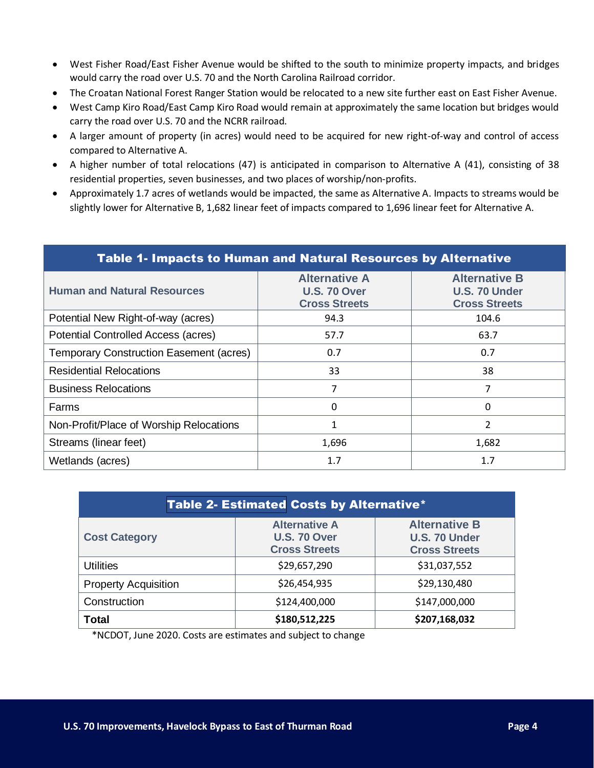- West Fisher Road/East Fisher Avenue would be shifted to the south to minimize property impacts, and bridges would carry the road over U.S. 70 and the North Carolina Railroad corridor.
- The Croatan National Forest Ranger Station would be relocated to a new site further east on East Fisher Avenue.
- West Camp Kiro Road/East Camp Kiro Road would remain at approximately the same location but bridges would carry the road over U.S. 70 and the NCRR railroad.
- A larger amount of property (in acres) would need to be acquired for new right-of-way and control of access compared to Alternative A.
- A higher number of total relocations (47) is anticipated in comparison to Alternative A (41), consisting of 38 residential properties, seven businesses, and two places of worship/non-profits.
- Approximately 1.7 acres of wetlands would be impacted, the same as Alternative A. Impacts to streams would be slightly lower for Alternative B, 1,682 linear feet of impacts compared to 1,696 linear feet for Alternative A.

**Table 1- Impacts to Human and Natural Resources by Alternative**

| Human and Natural Resources | Alternative A U.S. 70 Over Cross Streets | Alternative B U.S. 70 Under Cross Streets |
|---|---|---|
| Potential New Right-of-way (acres) | 94.3 | 104.6 |
| Potential Controlled Access (acres) | 57.7 | 63.7 |
| Temporary Construction Easement (acres) | 0.7 | 0.7 |
| Residential Relocations | 33 | 38 |
| Business Relocations | 7 | 7 |
| Farms | 0 | 0 |
| Non-Profit/Place of Worship Relocations | 1 | 2 |
| Streams (linear feet) | 1,696 | 1,682 |
| Wetlands (acres) | 1.7 | 1.7 |

**Table 2- Estimated Costs by Alternative***

| Cost Category | Alternative A U.S. 70 Over Cross Streets | Alternative B U.S. 70 Under Cross Streets |
|---|---|---|
| Utilities | $29,657,290 | $31,037,552 |
| Property Acquisition | $26,454,935 | $29,130,480 |
| Construction | $124,400,000 | $147,000,000 |
| **Total** | **$180,512,225** | **$207,168,032** |

*NCDOT, June 2020. Costs are estimates and subject to change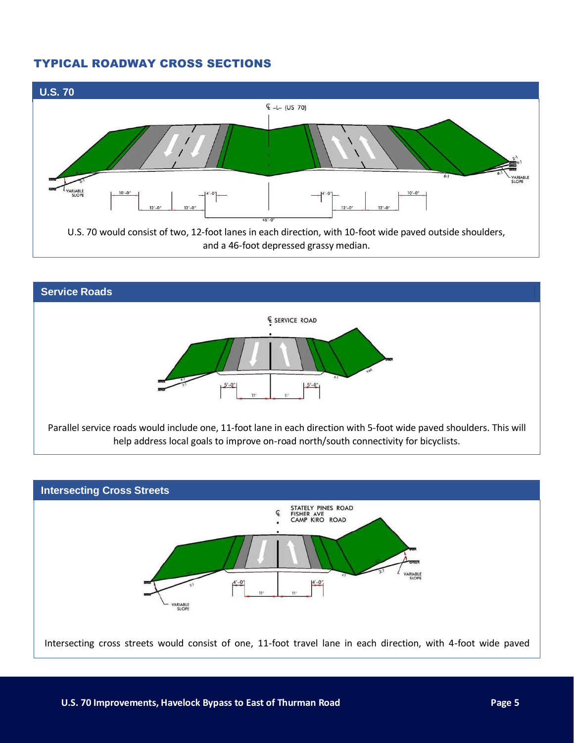## TYPICAL ROADWAY CROSS SECTIONS

### U.S. 70

℄ -L- (US 70)

VARIABLE SLOPE

10'-0"

12'-0"

12'-0"

4'-0"

46'-0"

4'-0"

12'-0"

12'-0"

10'-0"

VARIABLE SLOPE

U.S. 70 would consist of two, 12-foot lanes in each direction, with 10-foot wide paved outside shoulders, and a 46-foot depressed grassy median.

### Service Roads

℄ SERVICE ROAD

5'-0"

11'

11'

5'-0"

Parallel service roads would include one, 11-foot lane in each direction with 5-foot wide paved shoulders. This will help address local goals to improve on-road north/south connectivity for bicyclists.

### Intersecting Cross Streets

℄ STATELY PINES ROAD
FISHER AVE
CAMP KIRO ROAD

4'-0"

11'

11'

4'-0"

VARIABLE SLOPE

VARIABLE SLOPE

Intersecting cross streets would consist of one, 11-foot travel lane in each direction, with 4-foot wide paved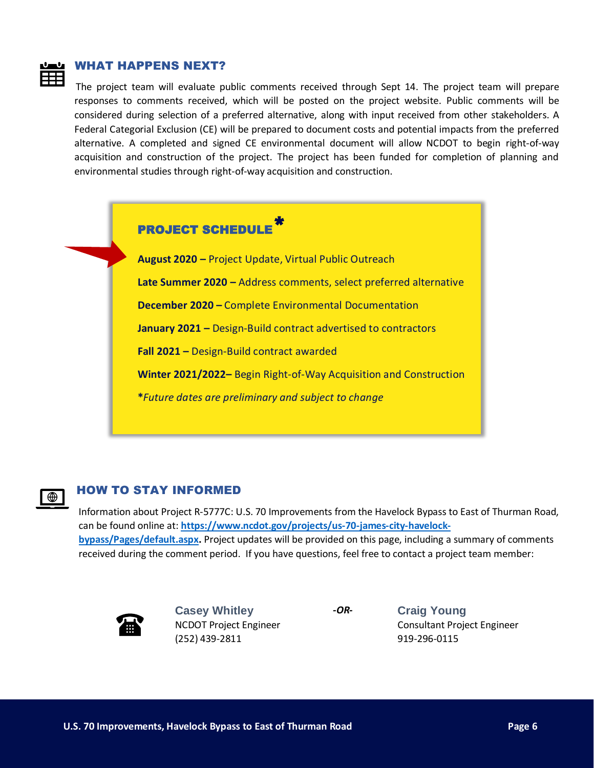## WHAT HAPPENS NEXT?

The project team will evaluate public comments received through Sept 14. The project team will prepare responses to comments received, which will be posted on the project website. Public comments will be considered during selection of a preferred alternative, along with input received from other stakeholders. A Federal Categorial Exclusion (CE) will be prepared to document costs and potential impacts from the preferred alternative. A completed and signed CE environmental document will allow NCDOT to begin right-of-way acquisition and construction of the project. The project has been funded for completion of planning and environmental studies through right-of-way acquisition and construction.

### PROJECT SCHEDULE*

**August 2020 –** Project Update, Virtual Public Outreach

**Late Summer 2020 –** Address comments, select preferred alternative

**December 2020 –** Complete Environmental Documentation

**January 2021 –** Design-Build contract advertised to contractors

**Fall 2021 –** Design-Build contract awarded

**Winter 2021/2022–** Begin Right-of-Way Acquisition and Construction

**\***_Future dates are preliminary and subject to change_

## HOW TO STAY INFORMED

Information about Project R-5777C: U.S. 70 Improvements from the Havelock Bypass to East of Thurman Road, can be found online at: **https://www.ncdot.gov/projects/us-70-james-city-havelock-bypass/Pages/default.aspx.** Project updates will be provided on this page, including a summary of comments received during the comment period. If you have questions, feel free to contact a project team member:

**Casey Whitley**
NCDOT Project Engineer
(252) 439-2811

***-OR-***

**Craig Young**
Consultant Project Engineer
919-296-0115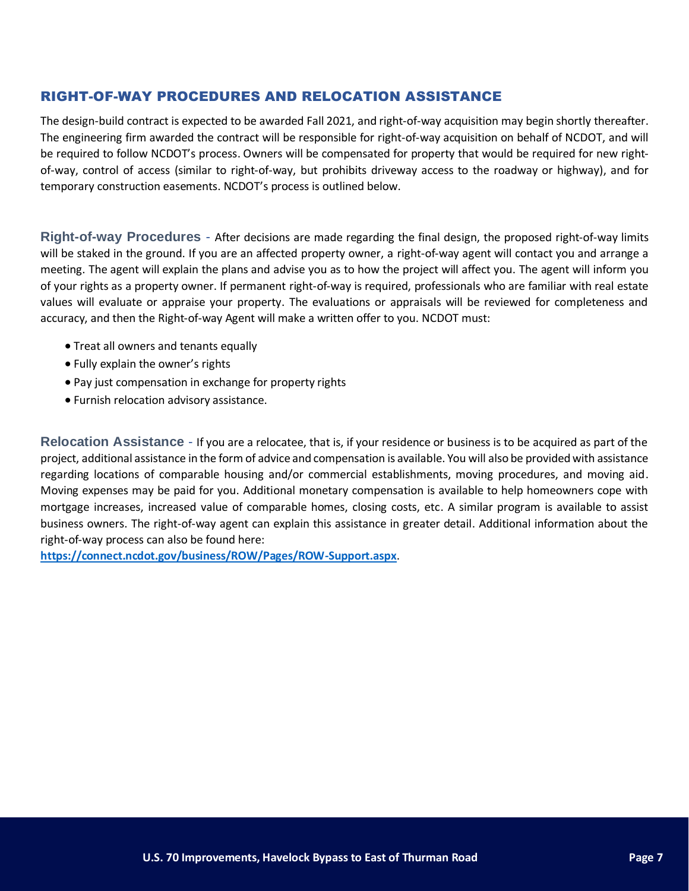## RIGHT-OF-WAY PROCEDURES AND RELOCATION ASSISTANCE

The design-build contract is expected to be awarded Fall 2021, and right-of-way acquisition may begin shortly thereafter. The engineering firm awarded the contract will be responsible for right-of-way acquisition on behalf of NCDOT, and will be required to follow NCDOT's process. Owners will be compensated for property that would be required for new right-of-way, control of access (similar to right-of-way, but prohibits driveway access to the roadway or highway), and for temporary construction easements. NCDOT's process is outlined below.

**Right-of-way Procedures** - After decisions are made regarding the final design, the proposed right-of-way limits will be staked in the ground. If you are an affected property owner, a right-of-way agent will contact you and arrange a meeting. The agent will explain the plans and advise you as to how the project will affect you. The agent will inform you of your rights as a property owner. If permanent right-of-way is required, professionals who are familiar with real estate values will evaluate or appraise your property. The evaluations or appraisals will be reviewed for completeness and accuracy, and then the Right-of-way Agent will make a written offer to you. NCDOT must:

- Treat all owners and tenants equally
- Fully explain the owner's rights
- Pay just compensation in exchange for property rights
- Furnish relocation advisory assistance.

**Relocation Assistance** - If you are a relocatee, that is, if your residence or business is to be acquired as part of the project, additional assistance in the form of advice and compensation is available. You will also be provided with assistance regarding locations of comparable housing and/or commercial establishments, moving procedures, and moving aid. Moving expenses may be paid for you. Additional monetary compensation is available to help homeowners cope with mortgage increases, increased value of comparable homes, closing costs, etc. A similar program is available to assist business owners. The right-of-way agent can explain this assistance in greater detail. Additional information about the right-of-way process can also be found here:
**https://connect.ncdot.gov/business/ROW/Pages/ROW-Support.aspx**.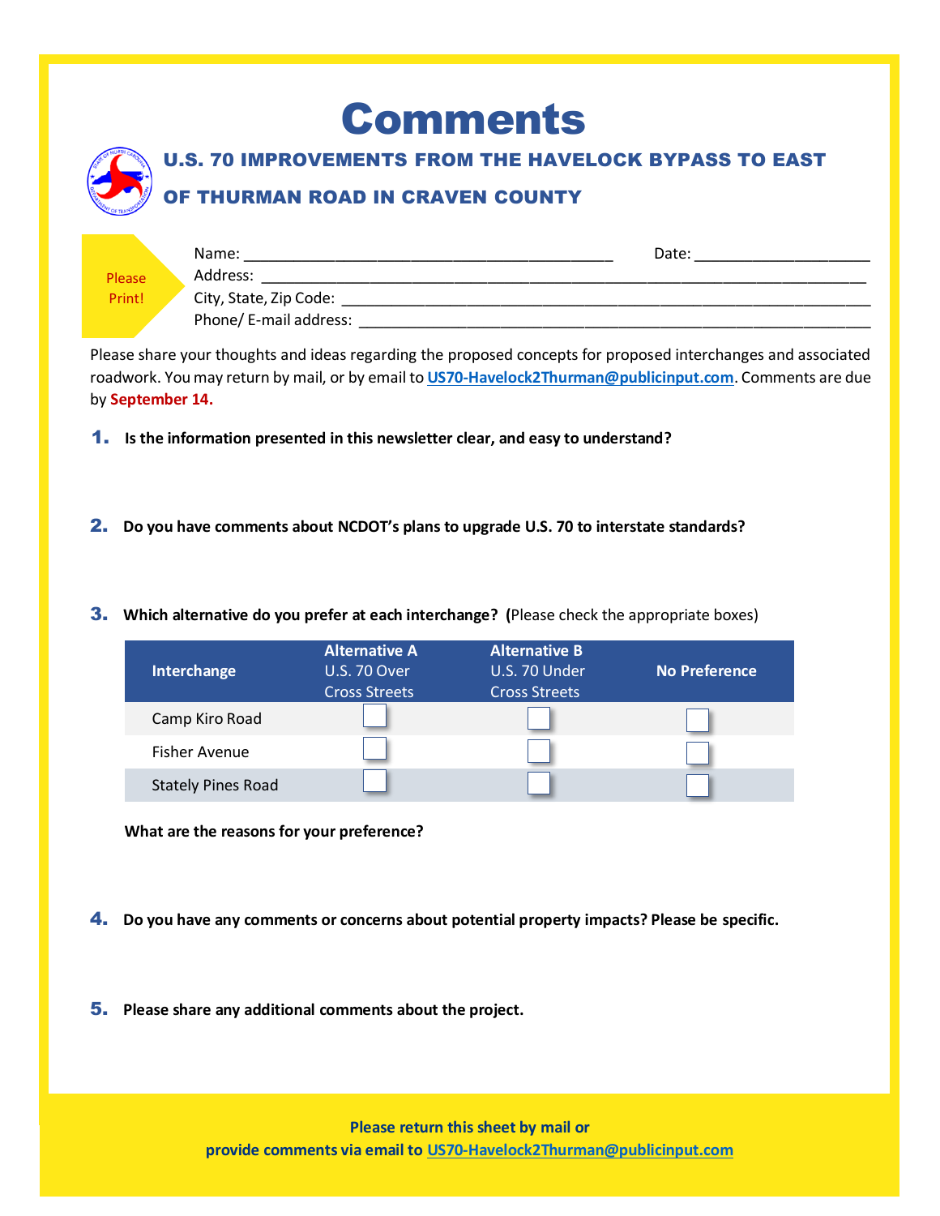# Comments

## U.S. 70 IMPROVEMENTS FROM THE HAVELOCK BYPASS TO EAST OF THURMAN ROAD IN CRAVEN COUNTY

Please Print!

Name: ___________________________________________ Date: ____________________

Address: _______________________________________________________________________

City, State, Zip Code: __________________________________________________________

Phone/ E-mail address: _________________________________________________________

Please share your thoughts and ideas regarding the proposed concepts for proposed interchanges and associated roadwork. You may return by mail, or by email to US70-Havelock2Thurman@publicinput.com. Comments are due by **September 14.**

**1. Is the information presented in this newsletter clear, and easy to understand?**

**2. Do you have comments about NCDOT's plans to upgrade U.S. 70 to interstate standards?**

**3. Which alternative do you prefer at each interchange? (**Please check the appropriate boxes)

| Interchange | Alternative A U.S. 70 Over Cross Streets | Alternative B U.S. 70 Under Cross Streets | No Preference |
|---|---|---|---|
| Camp Kiro Road | ☐ | ☐ | ☐ |
| Fisher Avenue | ☐ | ☐ | ☐ |
| Stately Pines Road | ☐ | ☐ | ☐ |

**What are the reasons for your preference?**

**4. Do you have any comments or concerns about potential property impacts? Please be specific.**

**5. Please share any additional comments about the project.**

**Please return this sheet by mail or provide comments via email to US70-Havelock2Thurman@publicinput.com**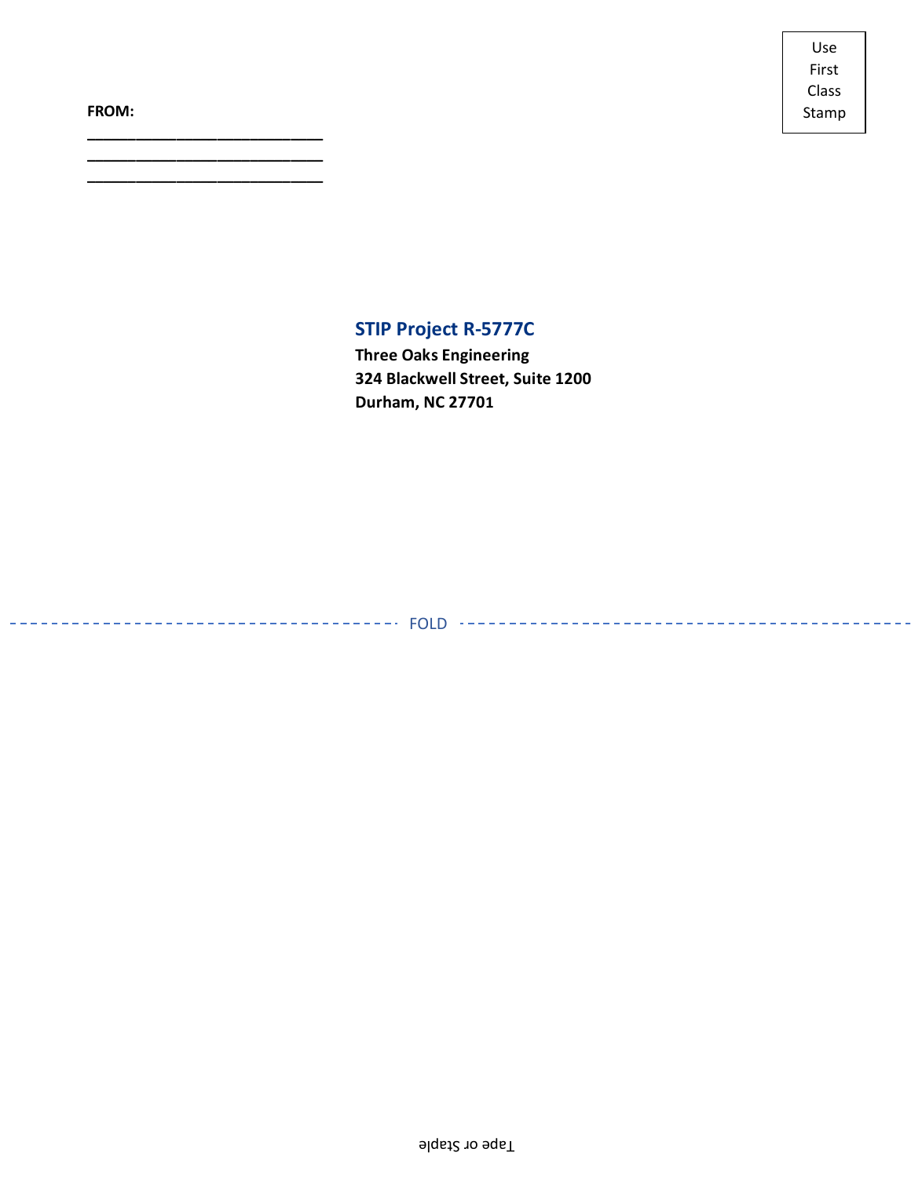Use First Class Stamp

**FROM:**

\_\_\_\_\_\_\_\_\_\_\_\_\_\_\_\_\_\_\_\_\_\_\_\_\_\_

\_\_\_\_\_\_\_\_\_\_\_\_\_\_\_\_\_\_\_\_\_\_\_\_\_\_

\_\_\_\_\_\_\_\_\_\_\_\_\_\_\_\_\_\_\_\_\_\_\_\_\_\_

**STIP Project R-5777C**

**Three Oaks Engineering**
**324 Blackwell Street, Suite 1200**
**Durham, NC 27701**

FOLD

Tape or Staple